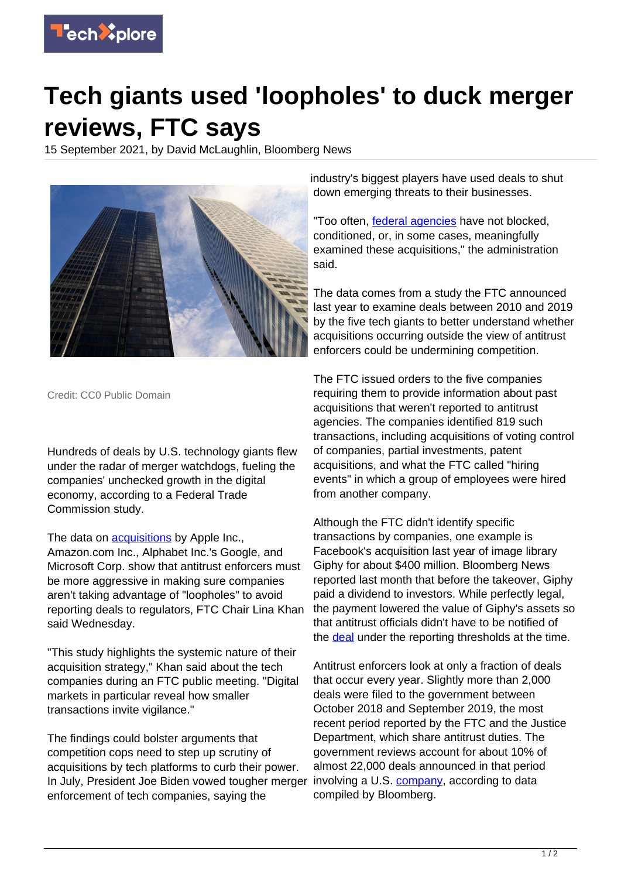# Tech giants used 'loopholes' to duck merger reviews, FTC says

15 September 2021, by David McLaughlin, Bloomberg News

Credit: CC0 Public Domain

Hundreds of deals by U.S. technology giants flew under the radar of merger watchdogs, fueling the companies' unchecked growth in the digital economy, according to a Federal Trade Commission study.

The data on acquisitions by Apple Inc., Amazon.com Inc., Alphabet Inc.'s Google, and Microsoft Corp. show that antitrust enforcers must be more aggressive in making sure companies aren't taking advantage of "loopholes" to avoid reporting deals to regulators, FTC Chair Lina Khan said Wednesday.

"This study highlights the systemic nature of their acquisition strategy," Khan said about the tech companies during an FTC public meeting. "Digital markets in particular reveal how smaller transactions invite vigilance."

The findings could bolster arguments that competition cops need to step up scrutiny of acquisitions by tech platforms to curb their power. In July, President Joe Biden vowed tougher merger enforcement of tech companies, saying the industry's biggest players have used deals to shut down emerging threats to their businesses.

"Too often, federal agencies have not blocked, conditioned, or, in some cases, meaningfully examined these acquisitions," the administration said.

The data comes from a study the FTC announced last year to examine deals between 2010 and 2019 by the five tech giants to better understand whether acquisitions occurring outside the view of antitrust enforcers could be undermining competition.

The FTC issued orders to the five companies requiring them to provide information about past acquisitions that weren't reported to antitrust agencies. The companies identified 819 such transactions, including acquisitions of voting control of companies, partial investments, patent acquisitions, and what the FTC called "hiring events" in which a group of employees were hired from another company.

Although the FTC didn't identify specific transactions by companies, one example is Facebook's acquisition last year of image library Giphy for about $400 million. Bloomberg News reported last month that before the takeover, Giphy paid a dividend to investors. While perfectly legal, the payment lowered the value of Giphy's assets so that antitrust officials didn't have to be notified of the deal under the reporting thresholds at the time.

Antitrust enforcers look at only a fraction of deals that occur every year. Slightly more than 2,000 deals were filed to the government between October 2018 and September 2019, the most recent period reported by the FTC and the Justice Department, which share antitrust duties. The government reviews account for about 10% of almost 22,000 deals announced in that period involving a U.S. company, according to data compiled by Bloomberg.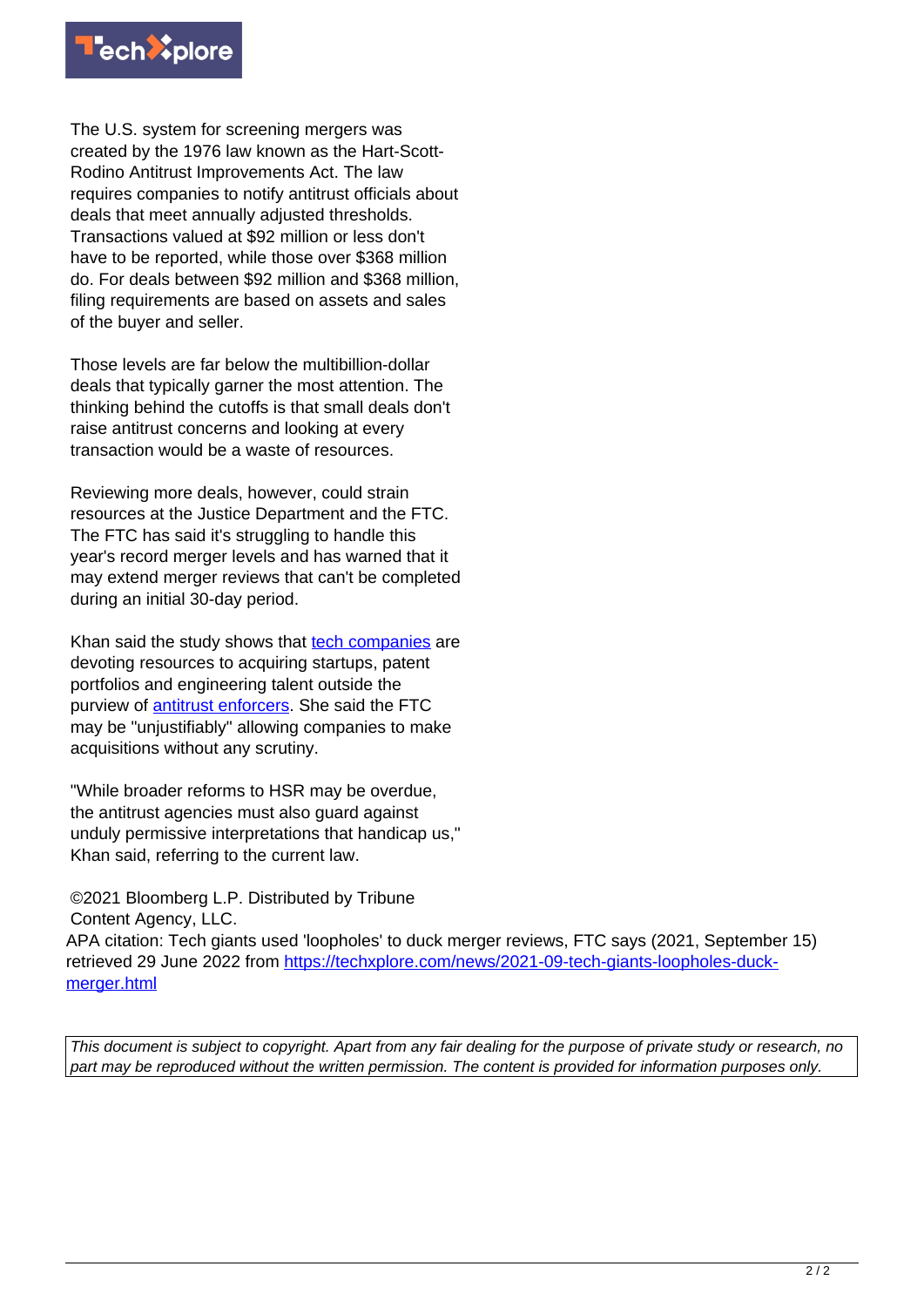The U.S. system for screening mergers was created by the 1976 law known as the Hart-Scott-Rodino Antitrust Improvements Act. The law requires companies to notify antitrust officials about deals that meet annually adjusted thresholds. Transactions valued at $92 million or less don't have to be reported, while those over $368 million do. For deals between $92 million and $368 million, filing requirements are based on assets and sales of the buyer and seller.

Those levels are far below the multibillion-dollar deals that typically garner the most attention. The thinking behind the cutoffs is that small deals don't raise antitrust concerns and looking at every transaction would be a waste of resources.

Reviewing more deals, however, could strain resources at the Justice Department and the FTC. The FTC has said it's struggling to handle this year's record merger levels and has warned that it may extend merger reviews that can't be completed during an initial 30-day period.

Khan said the study shows that [tech companies](https://techxplore.com/tags/tech+companies/) are devoting resources to acquiring startups, patent portfolios and engineering talent outside the purview of [antitrust enforcers](https://techxplore.com/tags/antitrust+enforcers/). She said the FTC may be "unjustifiably" allowing companies to make acquisitions without any scrutiny.

"While broader reforms to HSR may be overdue, the antitrust agencies must also guard against unduly permissive interpretations that handicap us," Khan said, referring to the current law.

©2021 Bloomberg L.P. Distributed by Tribune Content Agency, LLC.

APA citation: Tech giants used 'loopholes' to duck merger reviews, FTC says (2021, September 15) retrieved 29 June 2022 from https://techxplore.com/news/2021-09-tech-giants-loopholes-duck-merger.html

*This document is subject to copyright. Apart from any fair dealing for the purpose of private study or research, no part may be reproduced without the written permission. The content is provided for information purposes only.*